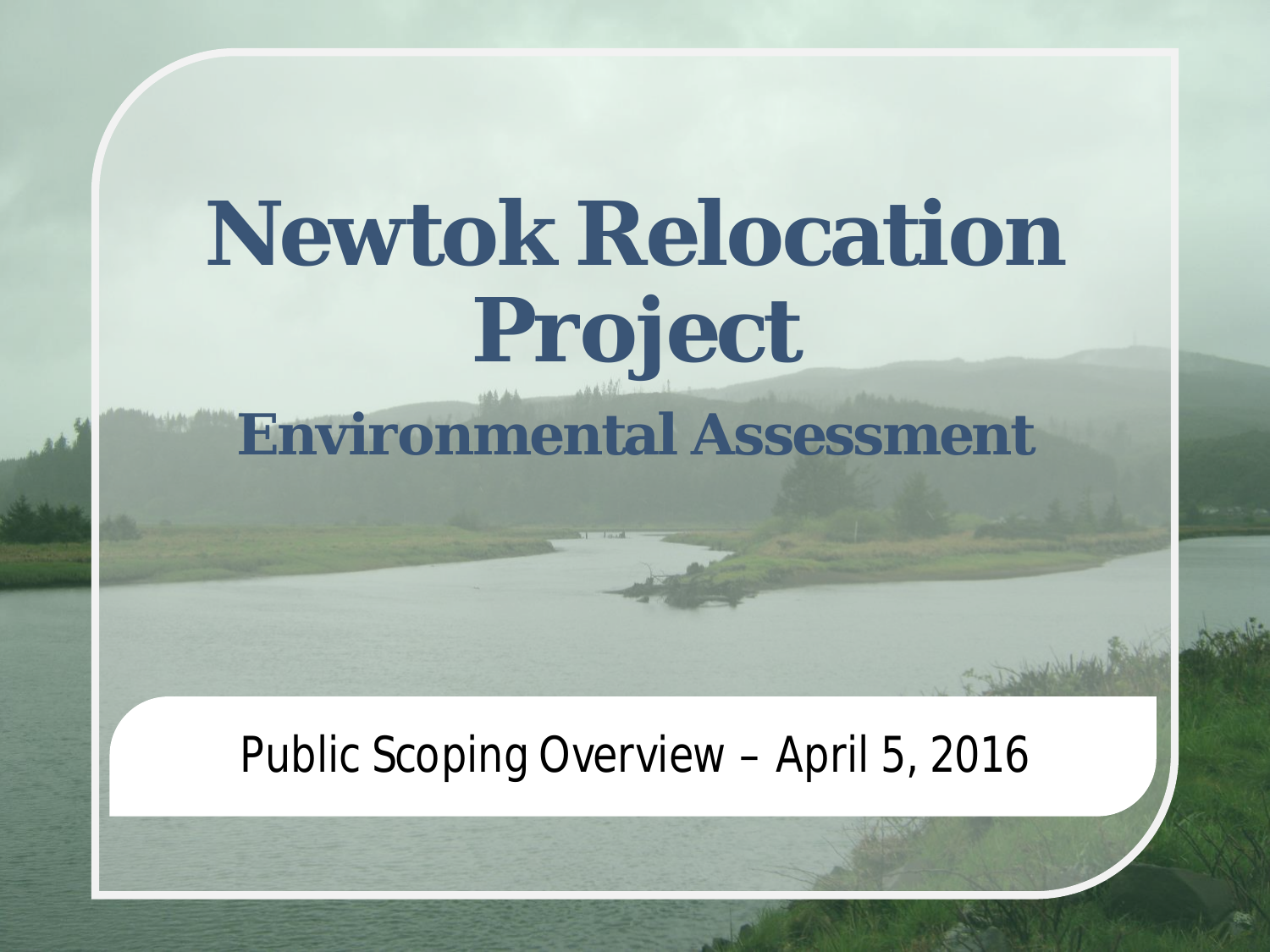# Newtok Relocation Project

## Environmental Assessment

Public Scoping Overview – April 5, 2016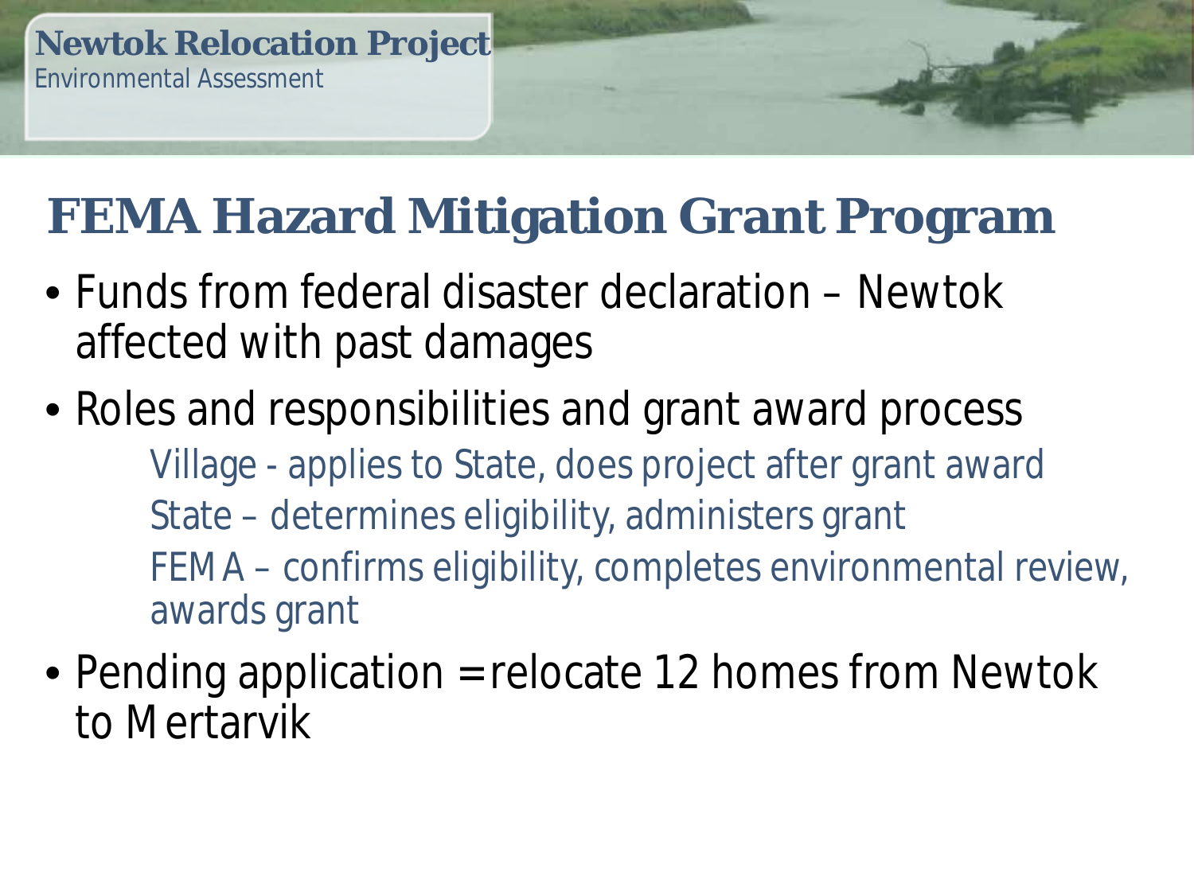# FEMA Hazard Mitigation Grant Program

- Funds from federal disaster declaration – Newtok affected with past damages
- Roles and responsibilities and grant award process
  - Village - applies to State, does project after grant award
  - State – determines eligibility, administers grant
  - FEMA – confirms eligibility, completes environmental review, awards grant
- Pending application = relocate 12 homes from Newtok to Mertarvik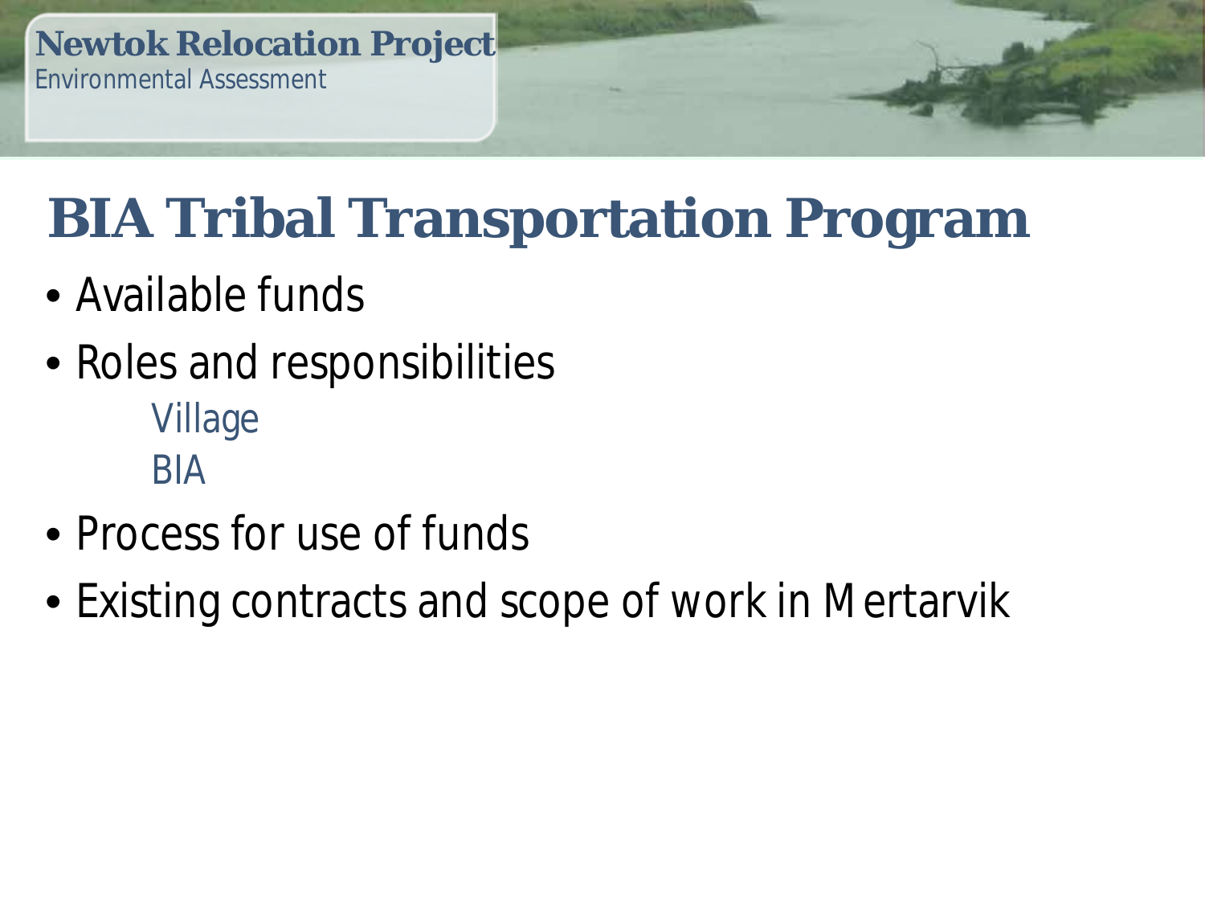# BIA Tribal Transportation Program

- Available funds
- Roles and responsibilities
  - Village
  - BIA
- Process for use of funds
- Existing contracts and scope of work in Mertarvik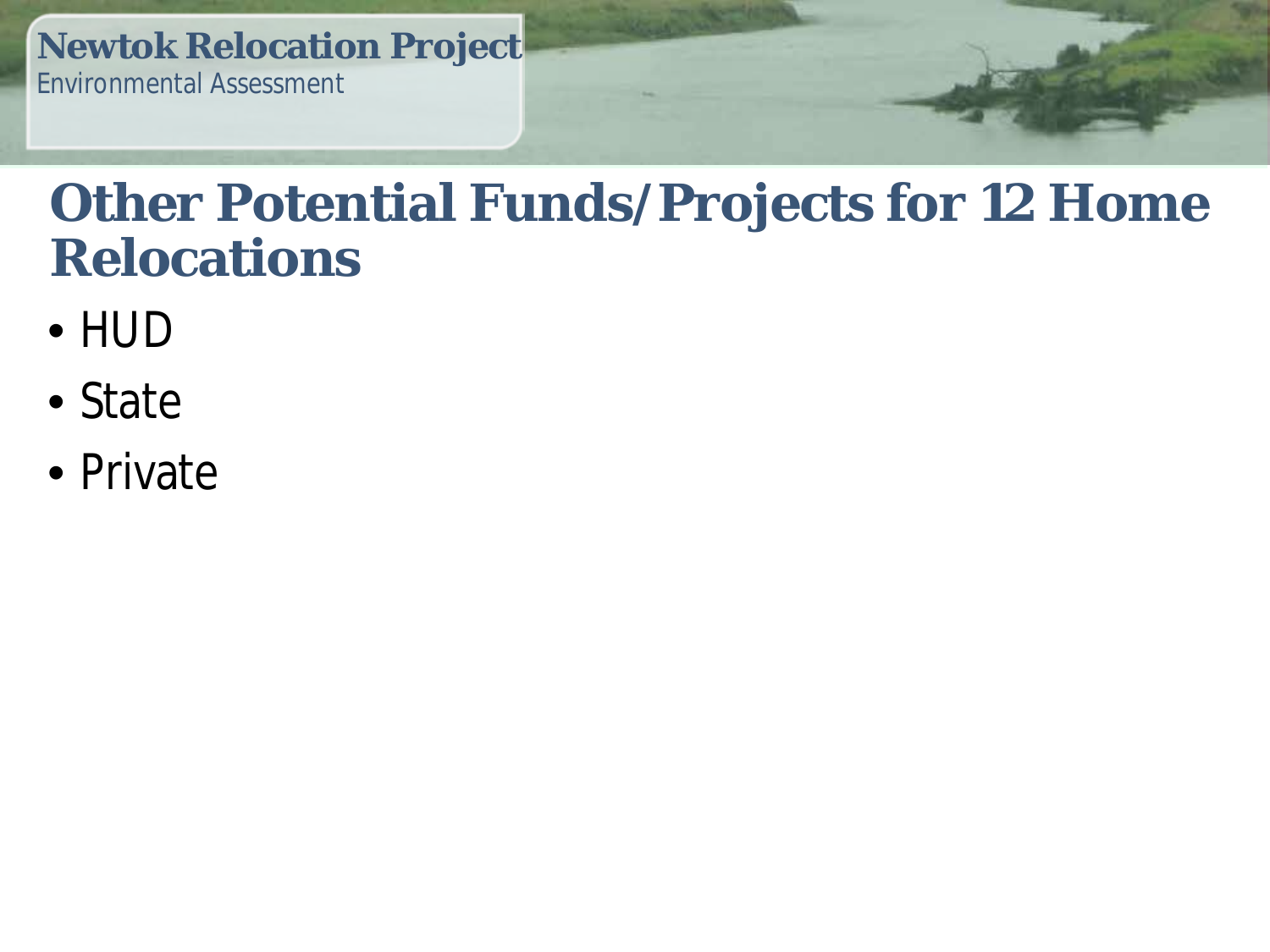# Other Potential Funds/Projects for 12 Home Relocations

- HUD
- State
- Private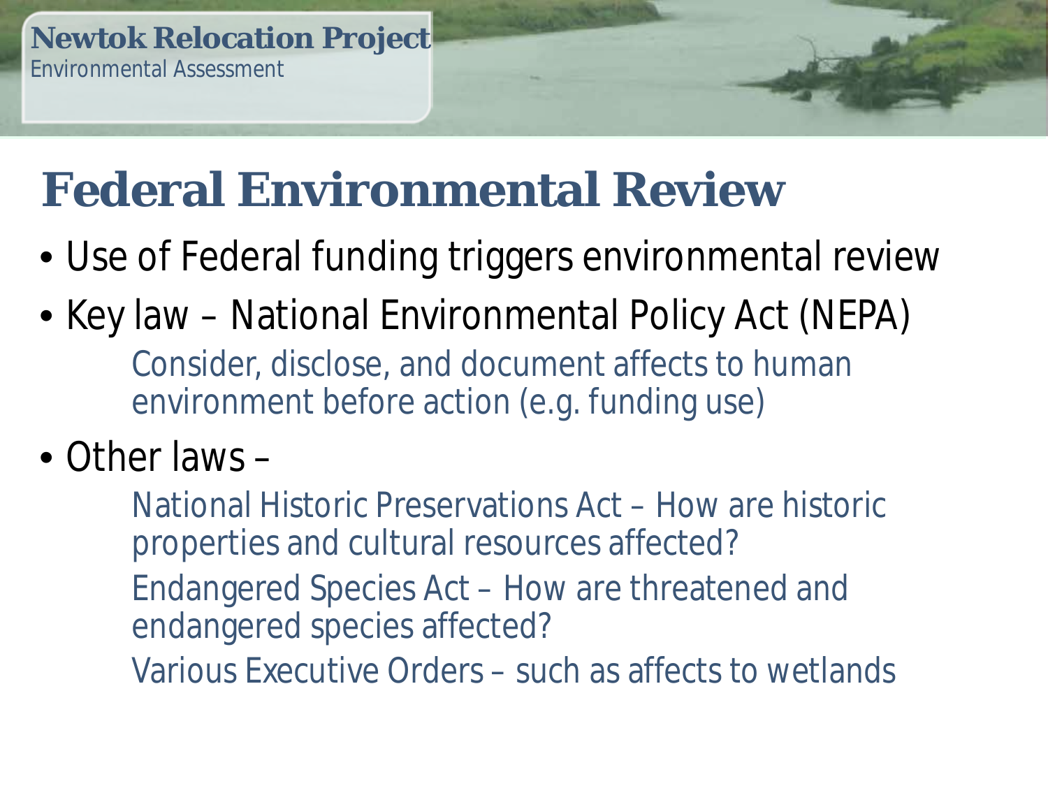# Federal Environmental Review

- Use of Federal funding triggers environmental review
- Key law – National Environmental Policy Act (NEPA)
  - Consider, disclose, and document affects to human environment before action (e.g. funding use)
- Other laws –
  - National Historic Preservations Act – How are historic properties and cultural resources affected?
  - Endangered Species Act – How are threatened and endangered species affected?
  - Various Executive Orders – such as affects to wetlands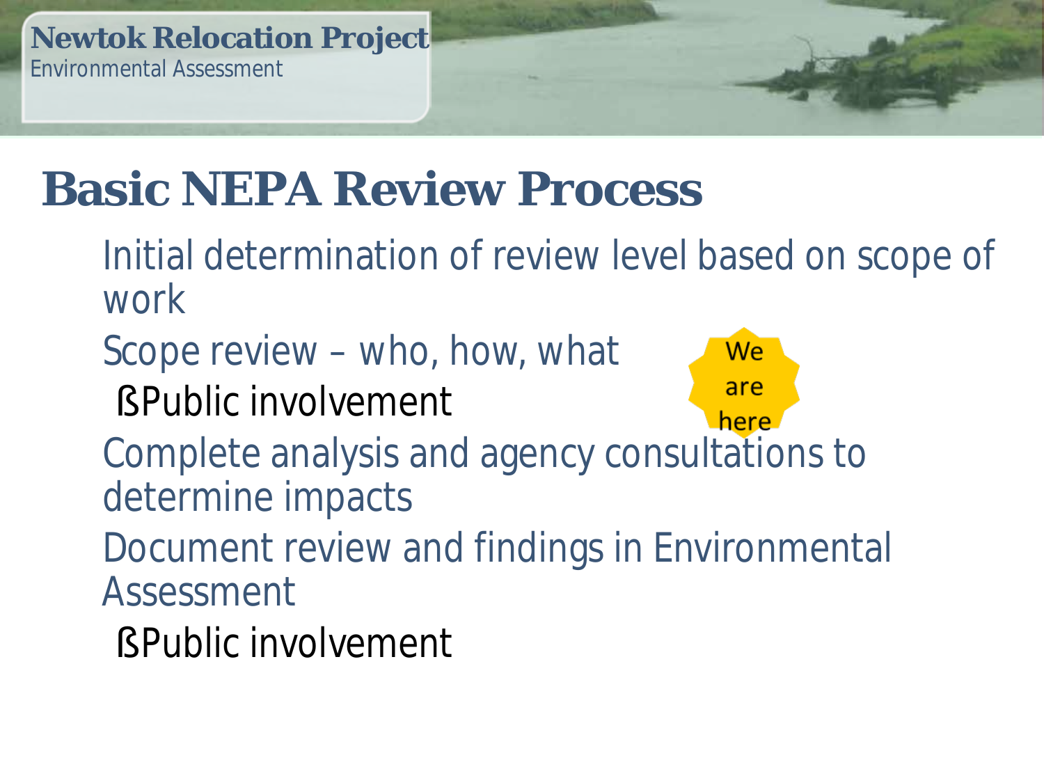# Basic NEPA Review Process

- Initial determination of review level based on scope of work
- Scope review – who, how, what
  - Public involvement
- Complete analysis and agency consultations to determine impacts
- Document review and findings in Environmental Assessment
  - Public involvement

We are here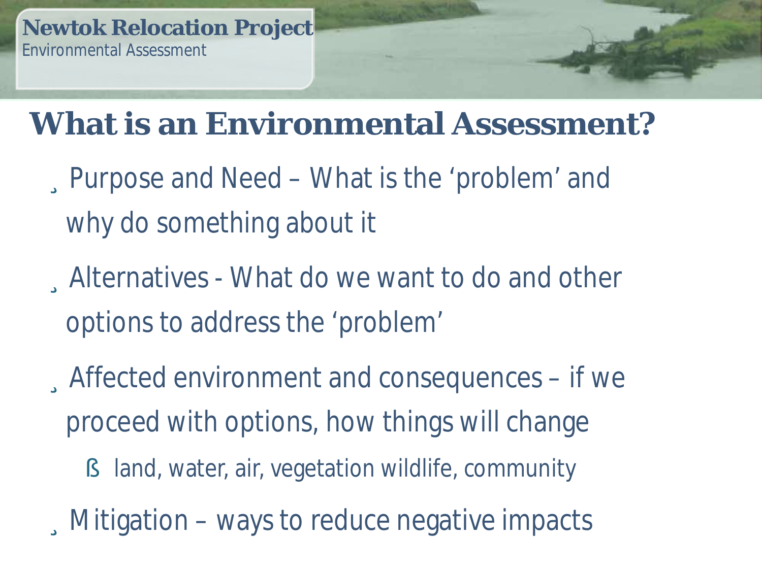Newtok Relocation Project
Environmental Assessment

# What is an Environmental Assessment?

- Purpose and Need – What is the ‘problem’ and why do something about it
- Alternatives - What do we want to do and other options to address the ‘problem’
- Affected environment and consequences – if we proceed with options, how things will change
  - land, water, air, vegetation wildlife, community
- Mitigation – ways to reduce negative impacts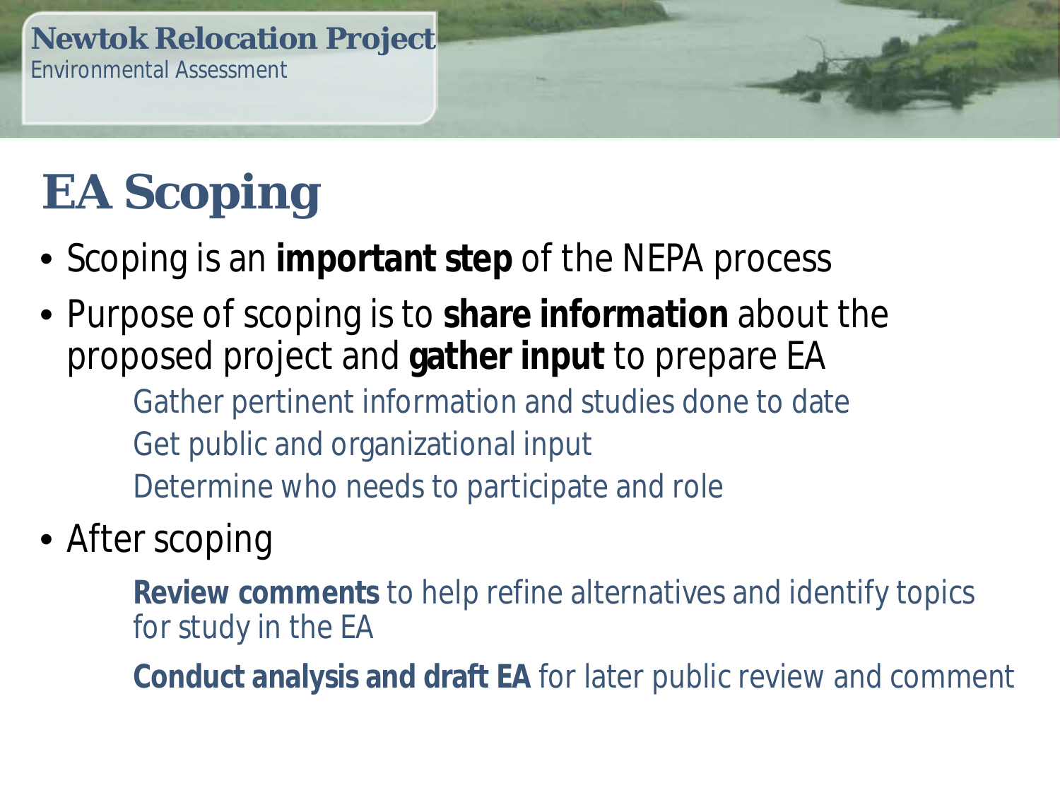# EA Scoping

- Scoping is an **important step** of the NEPA process
- Purpose of scoping is to **share information** about the proposed project and **gather input** to prepare EA
  - Gather pertinent information and studies done to date
  - Get public and organizational input
  - Determine who needs to participate and role
- After scoping
  - **Review comments** to help refine alternatives and identify topics for study in the EA
  - **Conduct analysis and draft EA** for later public review and comment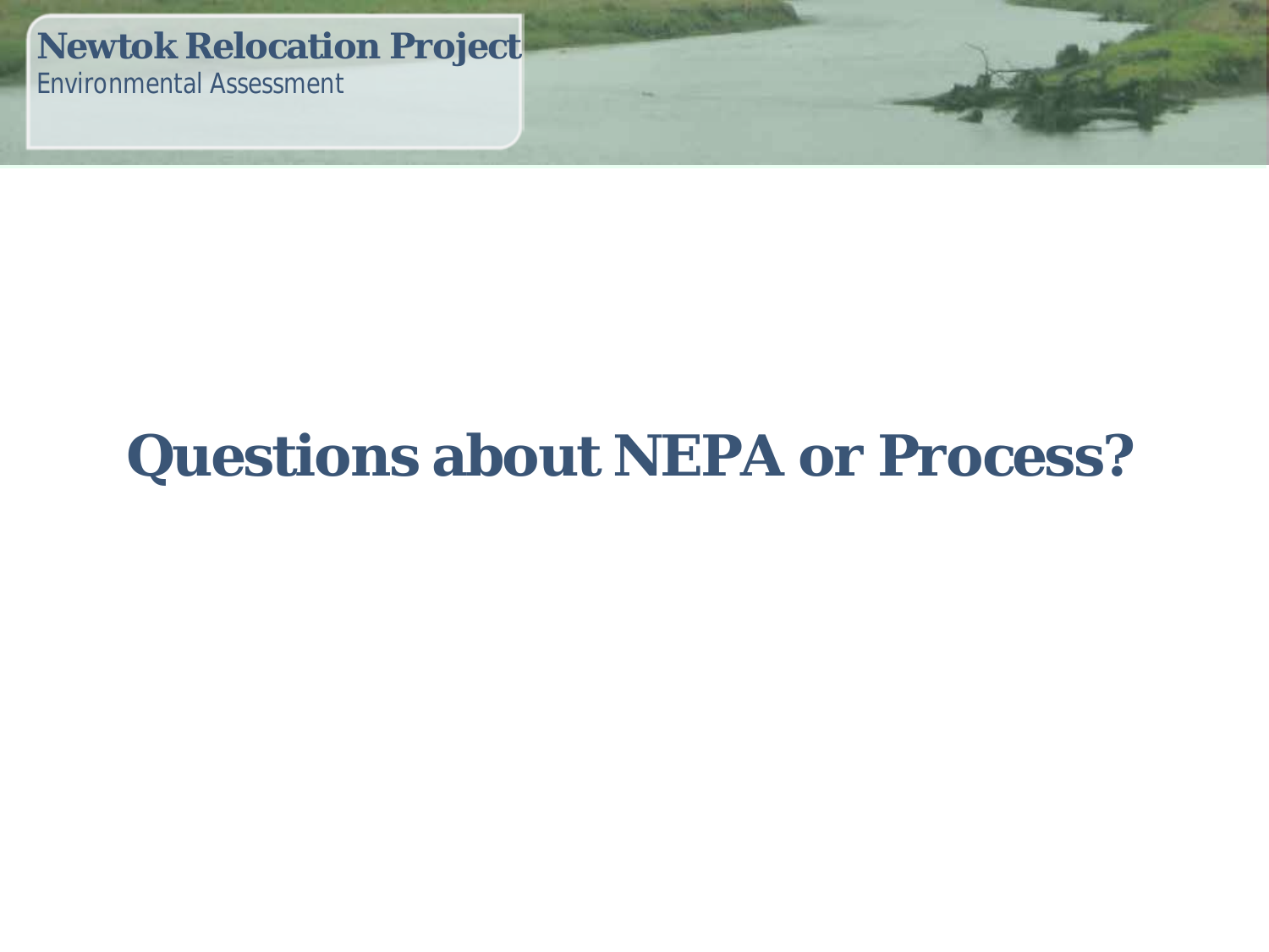# Questions about NEPA or Process?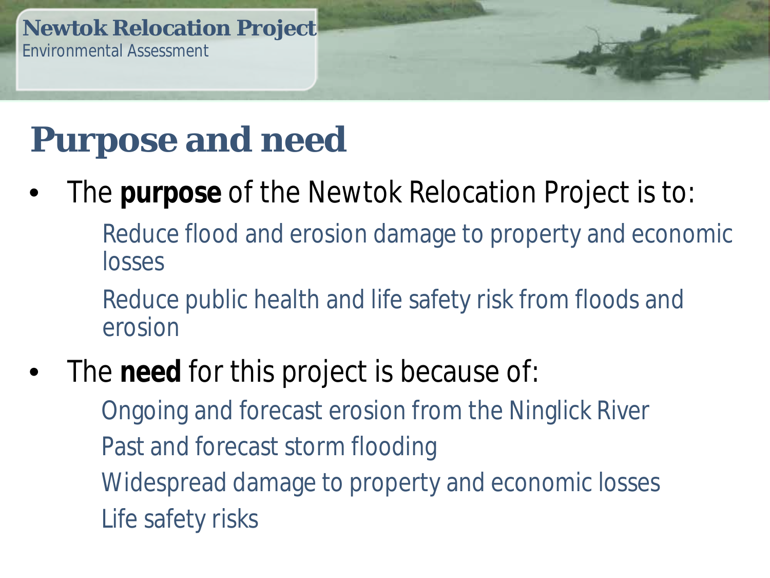# Purpose and need

- The **purpose** of the Newtok Relocation Project is to:
  - Reduce flood and erosion damage to property and economic losses
  - Reduce public health and life safety risk from floods and erosion
- The **need** for this project is because of:
  - Ongoing and forecast erosion from the Ninglick River
  - Past and forecast storm flooding
  - Widespread damage to property and economic losses
  - Life safety risks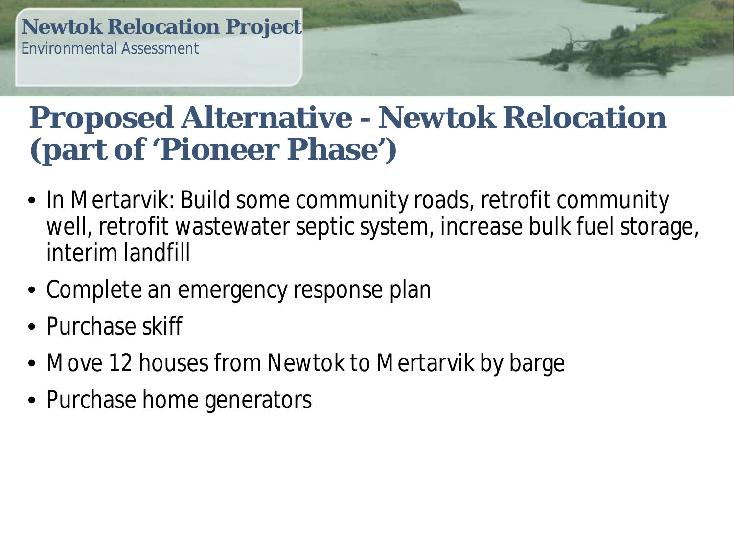# Proposed Alternative - Newtok Relocation (part of 'Pioneer Phase')

- In Mertarvik: Build some community roads, retrofit community well, retrofit wastewater septic system, increase bulk fuel storage, interim landfill
- Complete an emergency response plan
- Purchase skiff
- Move 12 houses from Newtok to Mertarvik by barge
- Purchase home generators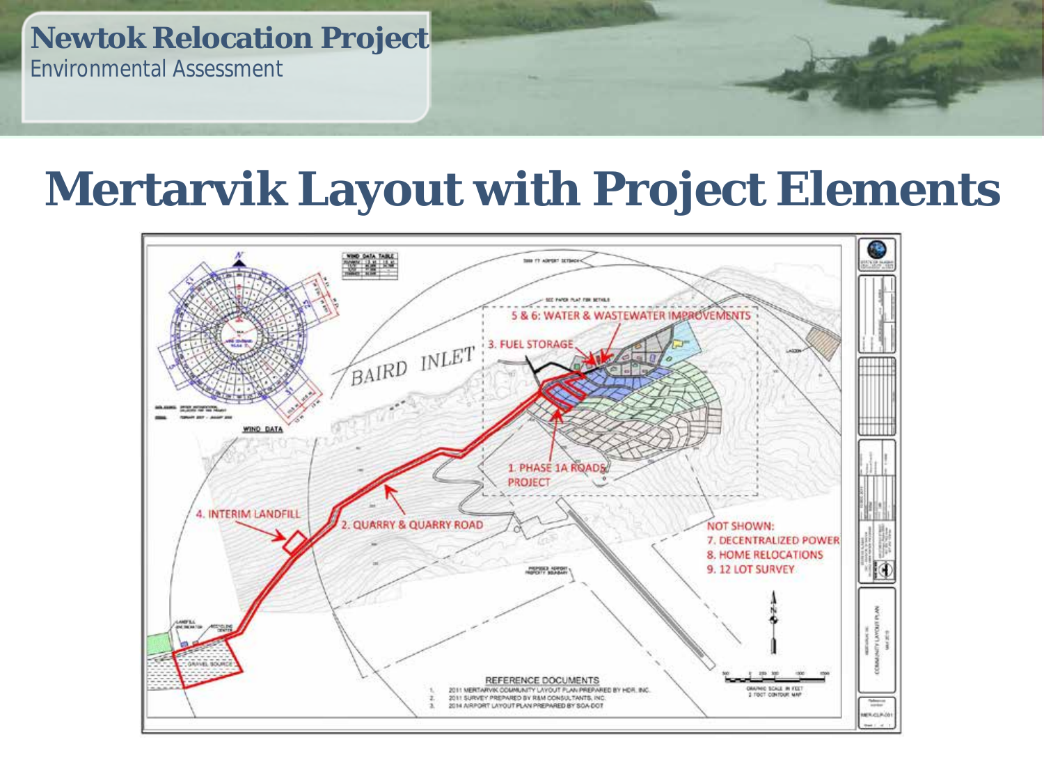# Mertarvik Layout with Project Elements

BAIRD INLET

5 & 6: WATER & WASTEWATER IMPROVEMENTS

3. FUEL STORAGE

1. PHASE 1A ROADS PROJECT

2. QUARRY & QUARRY ROAD

4. INTERIM LANDFILL

NOT SHOWN:
7. DECENTRALIZED POWER
8. HOME RELOCATIONS
9. 12 LOT SURVEY

REFERENCE DOCUMENTS
1. 2011 MERTARVIK COMMUNITY LAYOUT PLAN PREPARED BY HDR, INC.
2. 2011 SURVEY PREPARED BY R&M CONSULTANTS, INC.
3. 2014 AIRPORT LAYOUT PLAN PREPARED BY SOA-DOT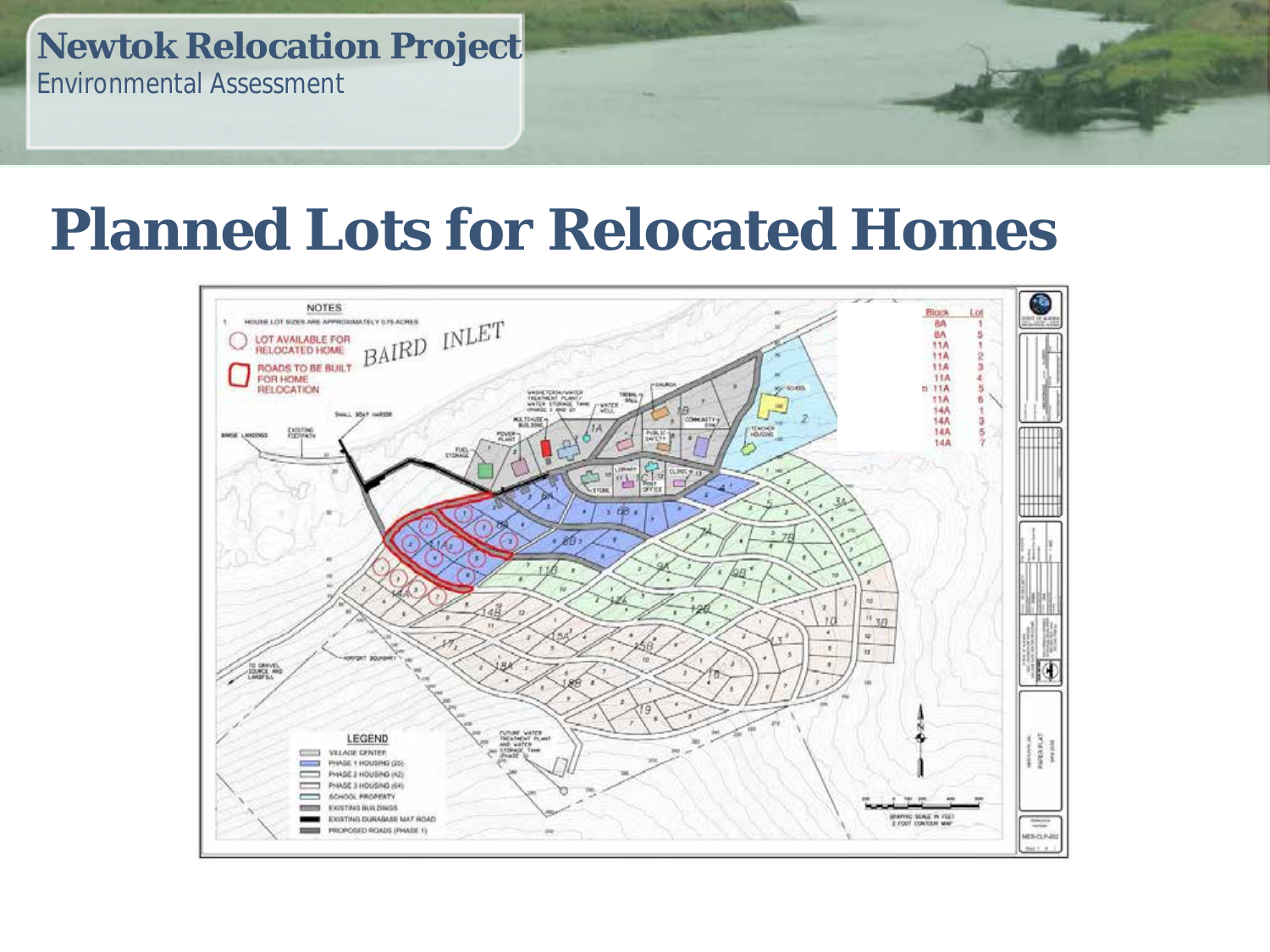# Planned Lots for Relocated Homes

NOTES

1. HOUSE LOT SIZES ARE APPROXIMATELY 0.75 ACRES

LOT AVAILABLE FOR RELOCATED HOME

ROADS TO BE BUILT FOR HOME RELOCATION

| Block | Lot |
| --- | --- |
| 8A | 1 |
| 8A | 5 |
| 11A | 1 |
| 11A | 2 |
| 11A | 3 |
| 11A | 4 |
| 11A | 5 |
| 11A | 6 |
| 14A | 1 |
| 14A | 3 |
| 14A | 5 |
| 14A | 7 |

LEGEND

- VILLAGE CENTER
- PHASE 1 HOUSING (25)
- PHASE 2 HOUSING (42)
- PHASE 3 HOUSING (64)
- SCHOOL PROPERTY
- EXISTING BUILDINGS
- EXISTING DURABASE MAT ROAD
- PROPOSED ROADS (PHASE 1)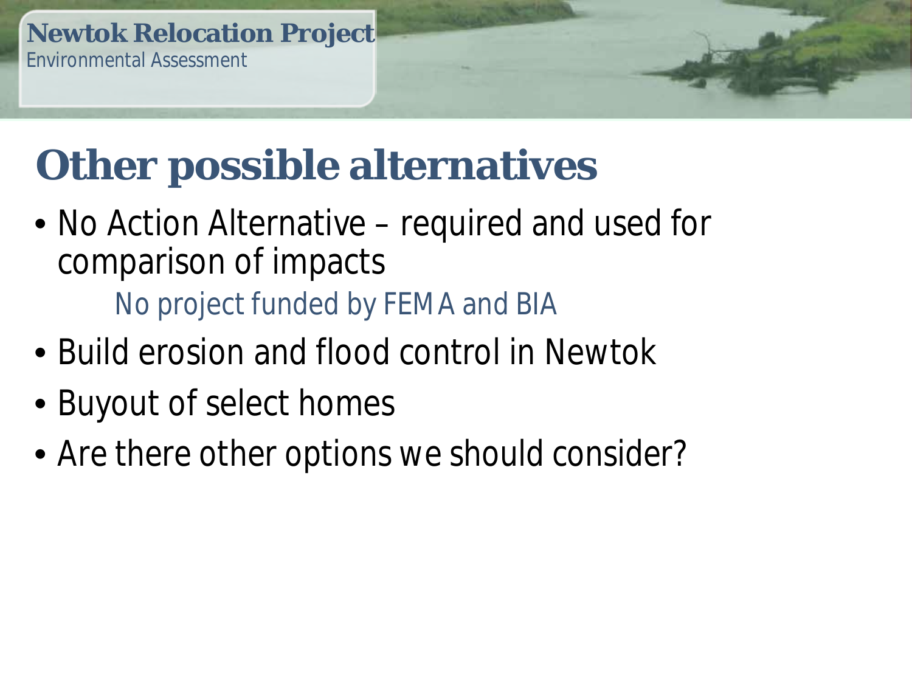# Other possible alternatives

- No Action Alternative – required and used for comparison of impacts
  - No project funded by FEMA and BIA
- Build erosion and flood control in Newtok
- Buyout of select homes
- Are there other options we should consider?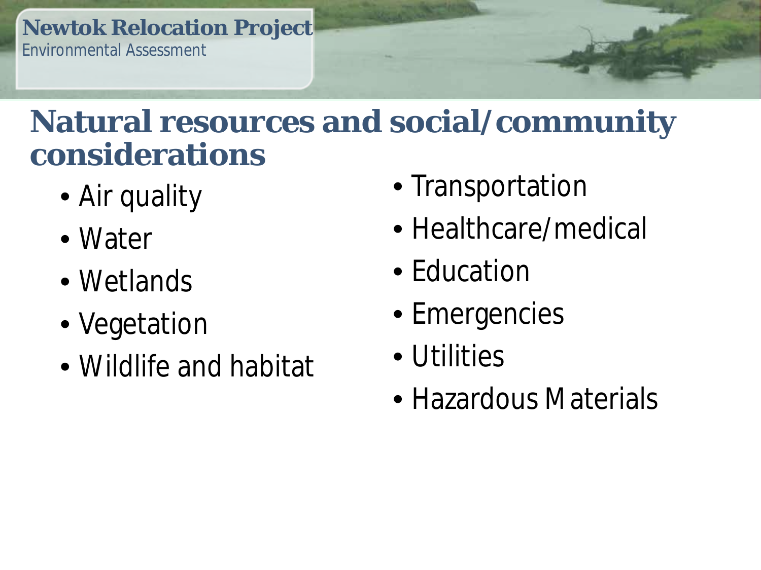# Natural resources and social/community considerations

- Air quality
- Water
- Wetlands
- Vegetation
- Wildlife and habitat

- Transportation
- Healthcare/medical
- Education
- Emergencies
- Utilities
- Hazardous Materials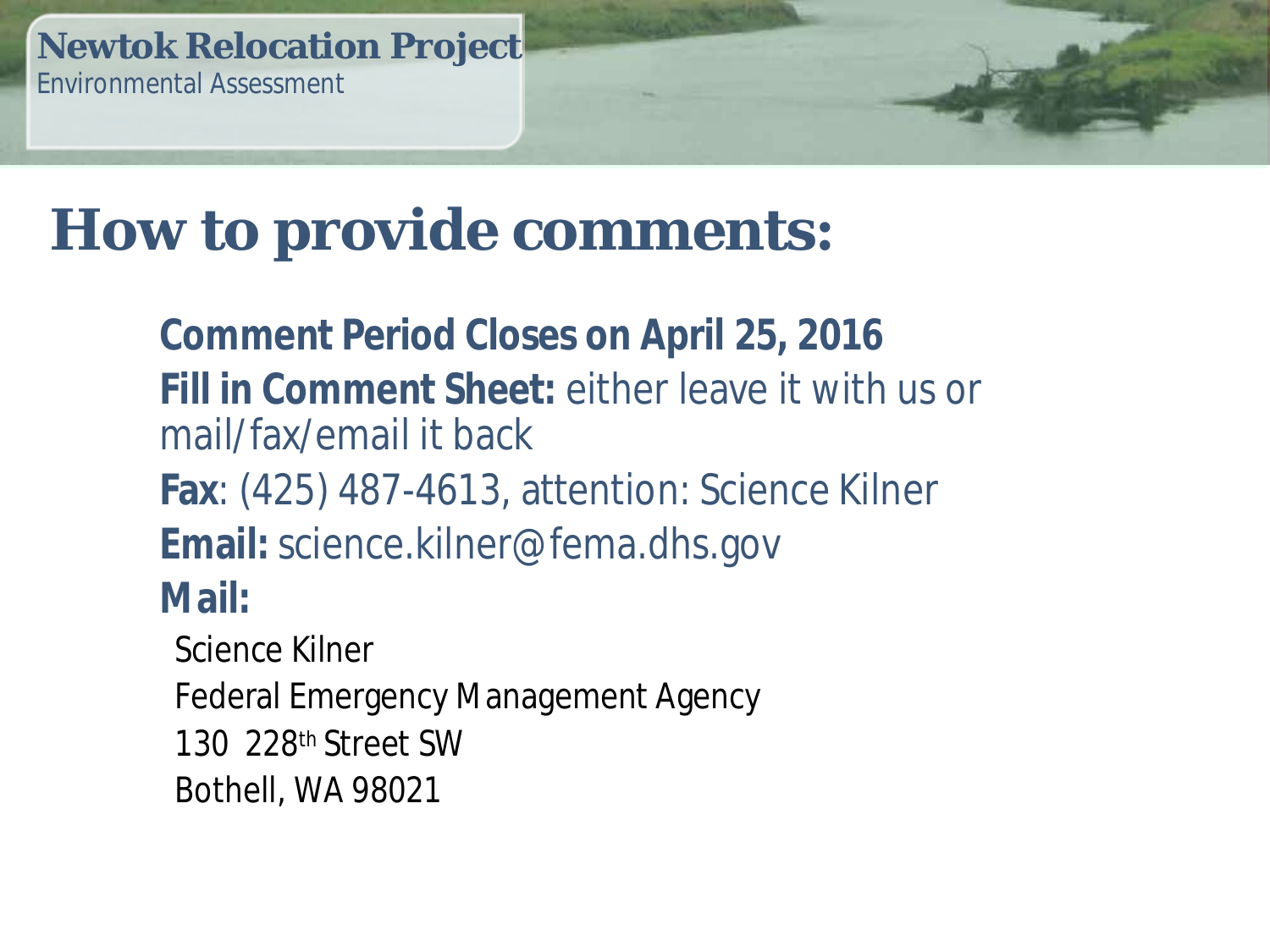**Newtok Relocation Project**
Environmental Assessment

# How to provide comments:

**Comment Period Closes on April 25, 2016**

**Fill in Comment Sheet:** either leave it with us or mail/fax/email it back

**Fax**: (425) 487-4613, attention: Science Kilner

**Email:** science.kilner@fema.dhs.gov

**Mail:**

Science Kilner
Federal Emergency Management Agency
130 228th Street SW
Bothell, WA 98021